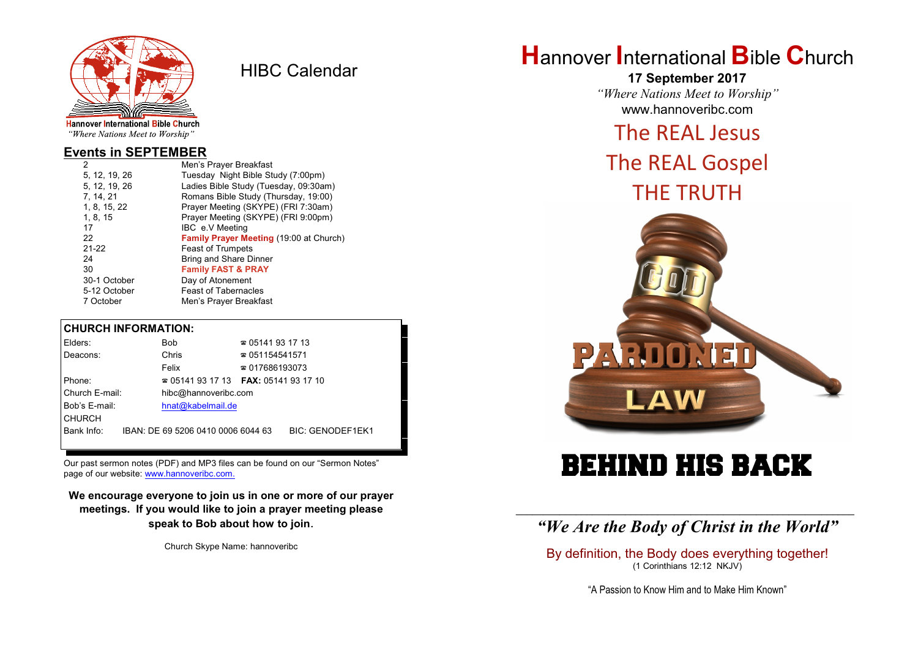Hannover International Bible Church
*"Where Nations Meet to Worship"*

# HIBC Calendar

## Events in SEPTEMBER

| | |
|---|---|
| 2 | Men's Prayer Breakfast |
| 5, 12, 19, 26 | Tuesday Night Bible Study (7:00pm) |
| 5, 12, 19, 26 | Ladies Bible Study (Tuesday, 09:30am) |
| 7, 14, 21 | Romans Bible Study (Thursday, 19:00) |
| 1, 8, 15, 22 | Prayer Meeting (SKYPE) (FRI 7:30am) |
| 1, 8, 15 | Prayer Meeting (SKYPE) (FRI 9:00pm) |
| 17 | IBC e.V Meeting |
| 22 | **Family Prayer Meeting** (19:00 at Church) |
| 21-22 | Feast of Trumpets |
| 24 | Bring and Share Dinner |
| 30 | **Family FAST & PRAY** |
| 30-1 October | Day of Atonement |
| 5-12 October | Feast of Tabernacles |
| 7 October | Men's Prayer Breakfast |

## CHURCH INFORMATION:

| | | | |
|---|---|---|---|
| Elders: | Bob | ☎ 05141 93 17 13 | |
| Deacons: | Chris | ☎ 051154541571 | |
| | Felix | ☎ 017686193073 | |
| Phone: | ☎ 05141 93 17 13 | **FAX:** 05141 93 17 10 | |
| Church E-mail: | hibc@hannoveribc.com | | |
| Bob's E-mail: | hnat@kabelmail.de | | |
| CHURCH Bank Info: | IBAN: DE 69 5206 0410 0006 6044 63 | | BIC: GENODEF1EK1 |

Our past sermon notes (PDF) and MP3 files can be found on our "Sermon Notes" page of our website: www.hannoveribc.com.

**We encourage everyone to join us in one or more of our prayer meetings. If you would like to join a prayer meeting please speak to Bob about how to join.**

Church Skype Name: hannoveribc

# Hannover International Bible Church

**17 September 2017**

*"Where Nations Meet to Worship"*

www.hannoveribc.com

## The REAL Jesus
## The REAL Gospel
## THE TRUTH

GOD
PARDONED
LAW

# BEHIND HIS BACK

*"We Are the Body of Christ in the World"*

By definition, the Body does everything together!
(1 Corinthians 12:12 NKJV)

"A Passion to Know Him and to Make Him Known"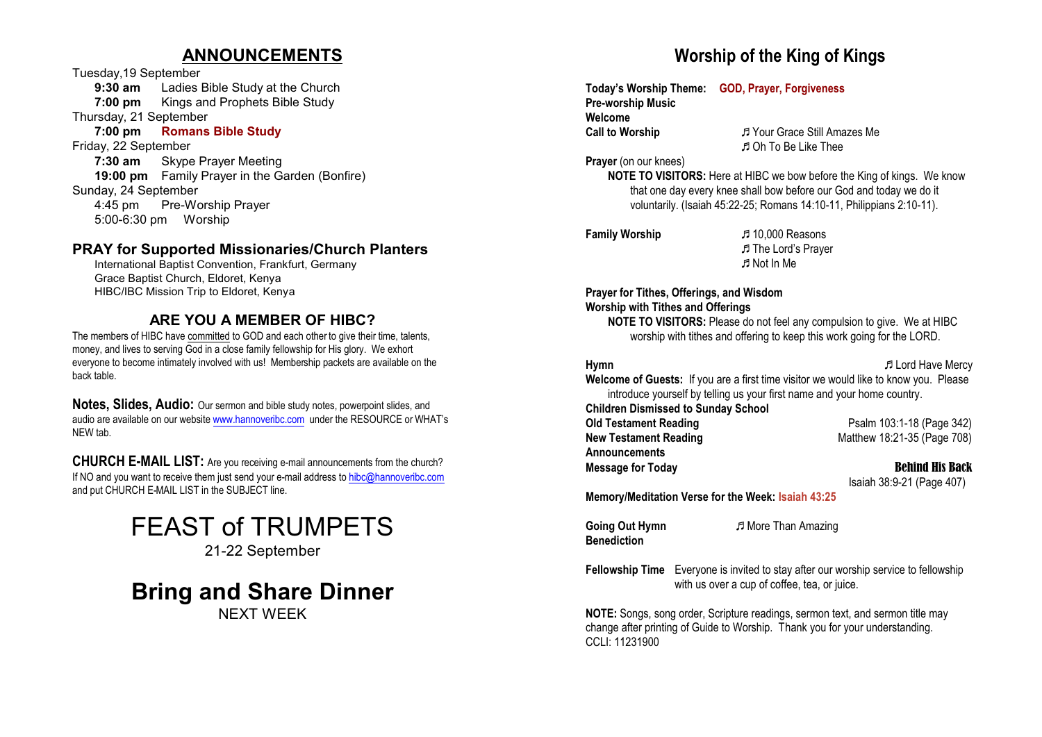## ANNOUNCEMENTS

Tuesday,19 September

- **9:30 am** Ladies Bible Study at the Church
- **7:00 pm** Kings and Prophets Bible Study

Thursday, 21 September

- **7:00 pm** **Romans Bible Study**

Friday, 22 September

- **7:30 am** Skype Prayer Meeting
- **19:00 pm** Family Prayer in the Garden (Bonfire)

Sunday, 24 September

- 4:45 pm Pre-Worship Prayer
- 5:00-6:30 pm Worship

### PRAY for Supported Missionaries/Church Planters

International Baptist Convention, Frankfurt, Germany
Grace Baptist Church, Eldoret, Kenya
HIBC/IBC Mission Trip to Eldoret, Kenya

### ARE YOU A MEMBER OF HIBC?

The members of HIBC have committed to GOD and each other to give their time, talents, money, and lives to serving God in a close family fellowship for His glory. We exhort everyone to become intimately involved with us! Membership packets are available on the back table.

**Notes, Slides, Audio:** Our sermon and bible study notes, powerpoint slides, and audio are available on our website www.hannoveribc.com under the RESOURCE or WHAT's NEW tab.

**CHURCH E-MAIL LIST:** Are you receiving e-mail announcements from the church? If NO and you want to receive them just send your e-mail address to hibc@hannoveribc.com and put CHURCH E-MAIL LIST in the SUBJECT line.

# FEAST of TRUMPETS

21-22 September

# Bring and Share Dinner

NEXT WEEK

## Worship of the King of Kings

**Today's Worship Theme:** **GOD, Prayer, Forgiveness**

**Pre-worship Music**

**Welcome**

**Call to Worship** ♬ Your Grace Still Amazes Me
♬ Oh To Be Like Thee

**Prayer** (on our knees)

**NOTE TO VISITORS:** Here at HIBC we bow before the King of kings. We know that one day every knee shall bow before our God and today we do it voluntarily. (Isaiah 45:22-25; Romans 14:10-11, Philippians 2:10-11).

**Family Worship** ♬ 10,000 Reasons
♬ The Lord's Prayer
♬ Not In Me

**Prayer for Tithes, Offerings, and Wisdom**

**Worship with Tithes and Offerings**

**NOTE TO VISITORS:** Please do not feel any compulsion to give. We at HIBC worship with tithes and offering to keep this work going for the LORD.

**Hymn** ♬ Lord Have Mercy

**Welcome of Guests:** If you are a first time visitor we would like to know you. Please introduce yourself by telling us your first name and your home country.

**Children Dismissed to Sunday School**

**Old Testament Reading** Psalm 103:1-18 (Page 342)

**New Testament Reading** Matthew 18:21-35 (Page 708)

**Announcements**

**Message for Today** **Behind His Back**
Isaiah 38:9-21 (Page 407)

**Memory/Meditation Verse for the Week:** **Isaiah 43:25**

**Going Out Hymn** ♬ More Than Amazing

**Benediction**

**Fellowship Time** Everyone is invited to stay after our worship service to fellowship with us over a cup of coffee, tea, or juice.

**NOTE:** Songs, song order, Scripture readings, sermon text, and sermon title may change after printing of Guide to Worship. Thank you for your understanding.
CCLI: 11231900